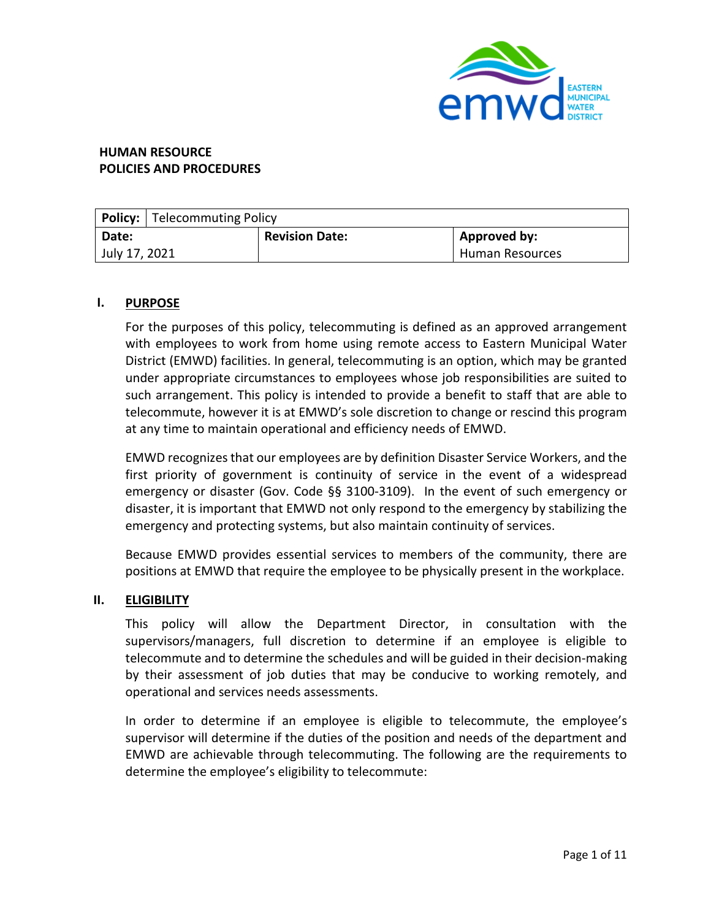**HUMAN RESOURCE**
**POLICIES AND PROCEDURES**

| **Policy:** Telecommuting Policy | | |
|---|---|---|
| **Date:** | **Revision Date:** | **Approved by:** |
| July 17, 2021 | | Human Resources |

## I. PURPOSE

For the purposes of this policy, telecommuting is defined as an approved arrangement with employees to work from home using remote access to Eastern Municipal Water District (EMWD) facilities. In general, telecommuting is an option, which may be granted under appropriate circumstances to employees whose job responsibilities are suited to such arrangement. This policy is intended to provide a benefit to staff that are able to telecommute, however it is at EMWD's sole discretion to change or rescind this program at any time to maintain operational and efficiency needs of EMWD.

EMWD recognizes that our employees are by definition Disaster Service Workers, and the first priority of government is continuity of service in the event of a widespread emergency or disaster (Gov. Code §§ 3100-3109). In the event of such emergency or disaster, it is important that EMWD not only respond to the emergency by stabilizing the emergency and protecting systems, but also maintain continuity of services.

Because EMWD provides essential services to members of the community, there are positions at EMWD that require the employee to be physically present in the workplace.

## II. ELIGIBILITY

This policy will allow the Department Director, in consultation with the supervisors/managers, full discretion to determine if an employee is eligible to telecommute and to determine the schedules and will be guided in their decision-making by their assessment of job duties that may be conducive to working remotely, and operational and services needs assessments.

In order to determine if an employee is eligible to telecommute, the employee's supervisor will determine if the duties of the position and needs of the department and EMWD are achievable through telecommuting. The following are the requirements to determine the employee's eligibility to telecommute: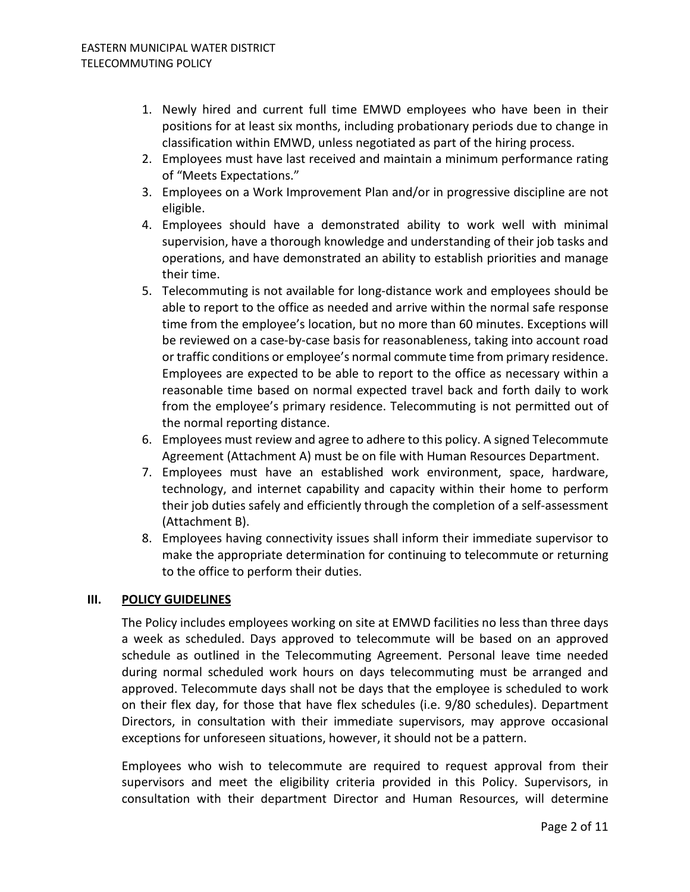1. Newly hired and current full time EMWD employees who have been in their positions for at least six months, including probationary periods due to change in classification within EMWD, unless negotiated as part of the hiring process.
2. Employees must have last received and maintain a minimum performance rating of "Meets Expectations."
3. Employees on a Work Improvement Plan and/or in progressive discipline are not eligible.
4. Employees should have a demonstrated ability to work well with minimal supervision, have a thorough knowledge and understanding of their job tasks and operations, and have demonstrated an ability to establish priorities and manage their time.
5. Telecommuting is not available for long-distance work and employees should be able to report to the office as needed and arrive within the normal safe response time from the employee's location, but no more than 60 minutes. Exceptions will be reviewed on a case-by-case basis for reasonableness, taking into account road or traffic conditions or employee's normal commute time from primary residence. Employees are expected to be able to report to the office as necessary within a reasonable time based on normal expected travel back and forth daily to work from the employee's primary residence. Telecommuting is not permitted out of the normal reporting distance.
6. Employees must review and agree to adhere to this policy. A signed Telecommute Agreement (Attachment A) must be on file with Human Resources Department.
7. Employees must have an established work environment, space, hardware, technology, and internet capability and capacity within their home to perform their job duties safely and efficiently through the completion of a self-assessment (Attachment B).
8. Employees having connectivity issues shall inform their immediate supervisor to make the appropriate determination for continuing to telecommute or returning to the office to perform their duties.

## III. <u>POLICY GUIDELINES</u>

The Policy includes employees working on site at EMWD facilities no less than three days a week as scheduled. Days approved to telecommute will be based on an approved schedule as outlined in the Telecommuting Agreement. Personal leave time needed during normal scheduled work hours on days telecommuting must be arranged and approved. Telecommute days shall not be days that the employee is scheduled to work on their flex day, for those that have flex schedules (i.e. 9/80 schedules). Department Directors, in consultation with their immediate supervisors, may approve occasional exceptions for unforeseen situations, however, it should not be a pattern.

Employees who wish to telecommute are required to request approval from their supervisors and meet the eligibility criteria provided in this Policy. Supervisors, in consultation with their department Director and Human Resources, will determine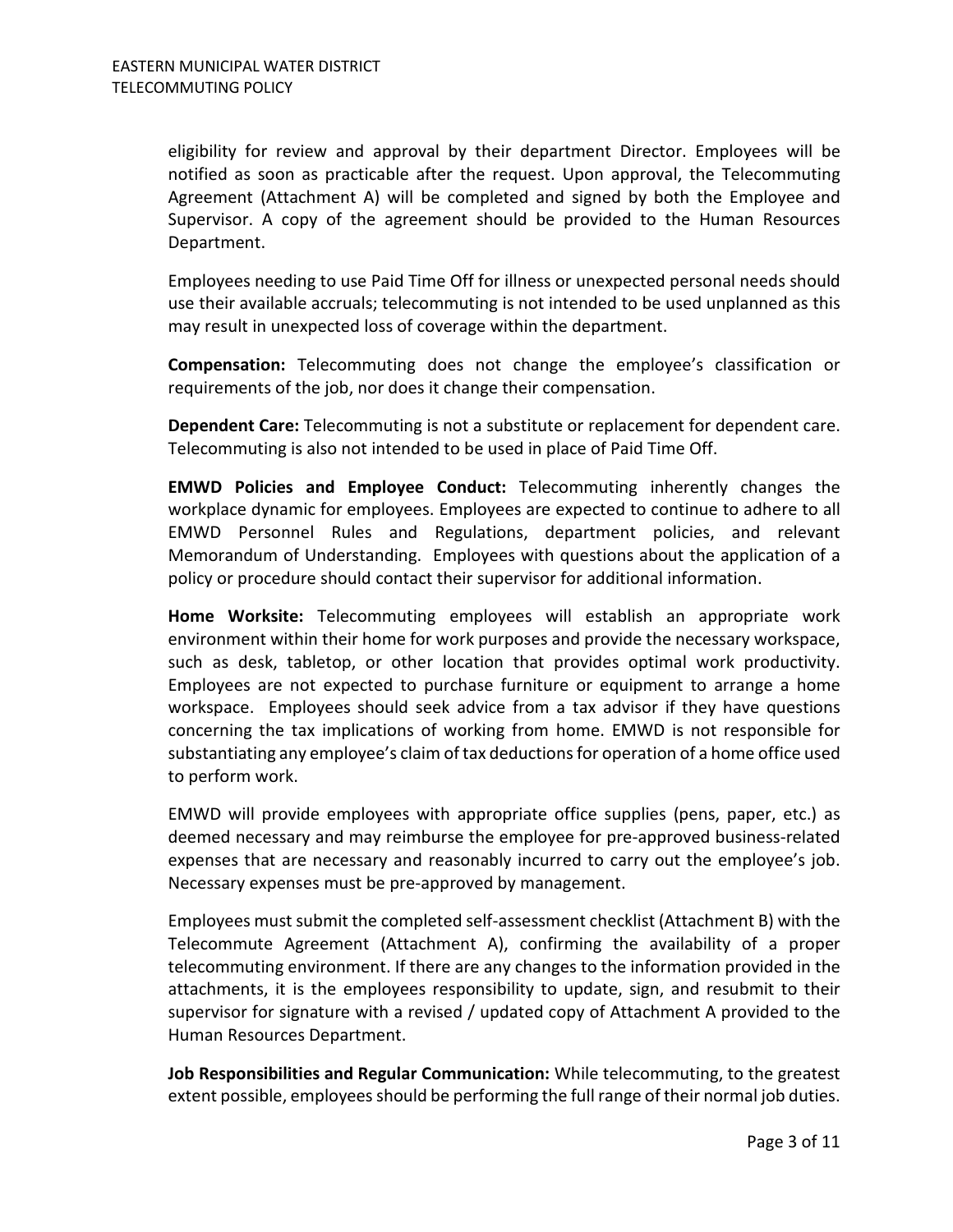eligibility for review and approval by their department Director. Employees will be notified as soon as practicable after the request. Upon approval, the Telecommuting Agreement (Attachment A) will be completed and signed by both the Employee and Supervisor. A copy of the agreement should be provided to the Human Resources Department.

Employees needing to use Paid Time Off for illness or unexpected personal needs should use their available accruals; telecommuting is not intended to be used unplanned as this may result in unexpected loss of coverage within the department.

**Compensation:** Telecommuting does not change the employee's classification or requirements of the job, nor does it change their compensation.

**Dependent Care:** Telecommuting is not a substitute or replacement for dependent care. Telecommuting is also not intended to be used in place of Paid Time Off.

**EMWD Policies and Employee Conduct:** Telecommuting inherently changes the workplace dynamic for employees. Employees are expected to continue to adhere to all EMWD Personnel Rules and Regulations, department policies, and relevant Memorandum of Understanding. Employees with questions about the application of a policy or procedure should contact their supervisor for additional information.

**Home Worksite:** Telecommuting employees will establish an appropriate work environment within their home for work purposes and provide the necessary workspace, such as desk, tabletop, or other location that provides optimal work productivity. Employees are not expected to purchase furniture or equipment to arrange a home workspace. Employees should seek advice from a tax advisor if they have questions concerning the tax implications of working from home. EMWD is not responsible for substantiating any employee's claim of tax deductions for operation of a home office used to perform work.

EMWD will provide employees with appropriate office supplies (pens, paper, etc.) as deemed necessary and may reimburse the employee for pre-approved business-related expenses that are necessary and reasonably incurred to carry out the employee's job. Necessary expenses must be pre-approved by management.

Employees must submit the completed self-assessment checklist (Attachment B) with the Telecommute Agreement (Attachment A), confirming the availability of a proper telecommuting environment. If there are any changes to the information provided in the attachments, it is the employees responsibility to update, sign, and resubmit to their supervisor for signature with a revised / updated copy of Attachment A provided to the Human Resources Department.

**Job Responsibilities and Regular Communication:** While telecommuting, to the greatest extent possible, employees should be performing the full range of their normal job duties.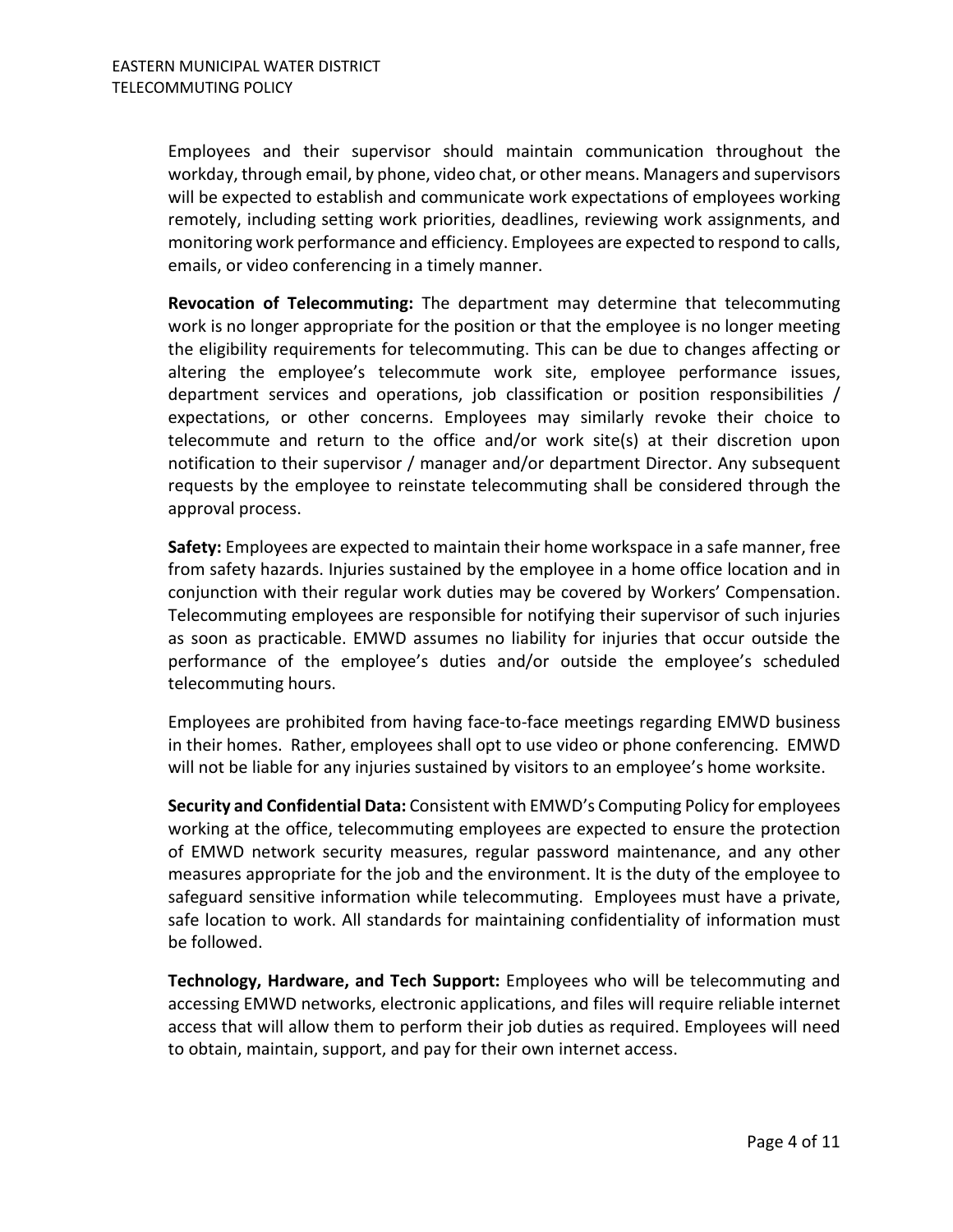Employees and their supervisor should maintain communication throughout the workday, through email, by phone, video chat, or other means. Managers and supervisors will be expected to establish and communicate work expectations of employees working remotely, including setting work priorities, deadlines, reviewing work assignments, and monitoring work performance and efficiency. Employees are expected to respond to calls, emails, or video conferencing in a timely manner.

**Revocation of Telecommuting:** The department may determine that telecommuting work is no longer appropriate for the position or that the employee is no longer meeting the eligibility requirements for telecommuting. This can be due to changes affecting or altering the employee's telecommute work site, employee performance issues, department services and operations, job classification or position responsibilities / expectations, or other concerns. Employees may similarly revoke their choice to telecommute and return to the office and/or work site(s) at their discretion upon notification to their supervisor / manager and/or department Director. Any subsequent requests by the employee to reinstate telecommuting shall be considered through the approval process.

**Safety:** Employees are expected to maintain their home workspace in a safe manner, free from safety hazards. Injuries sustained by the employee in a home office location and in conjunction with their regular work duties may be covered by Workers' Compensation. Telecommuting employees are responsible for notifying their supervisor of such injuries as soon as practicable. EMWD assumes no liability for injuries that occur outside the performance of the employee's duties and/or outside the employee's scheduled telecommuting hours.

Employees are prohibited from having face-to-face meetings regarding EMWD business in their homes. Rather, employees shall opt to use video or phone conferencing. EMWD will not be liable for any injuries sustained by visitors to an employee's home worksite.

**Security and Confidential Data:** Consistent with EMWD's Computing Policy for employees working at the office, telecommuting employees are expected to ensure the protection of EMWD network security measures, regular password maintenance, and any other measures appropriate for the job and the environment. It is the duty of the employee to safeguard sensitive information while telecommuting. Employees must have a private, safe location to work. All standards for maintaining confidentiality of information must be followed.

**Technology, Hardware, and Tech Support:** Employees who will be telecommuting and accessing EMWD networks, electronic applications, and files will require reliable internet access that will allow them to perform their job duties as required. Employees will need to obtain, maintain, support, and pay for their own internet access.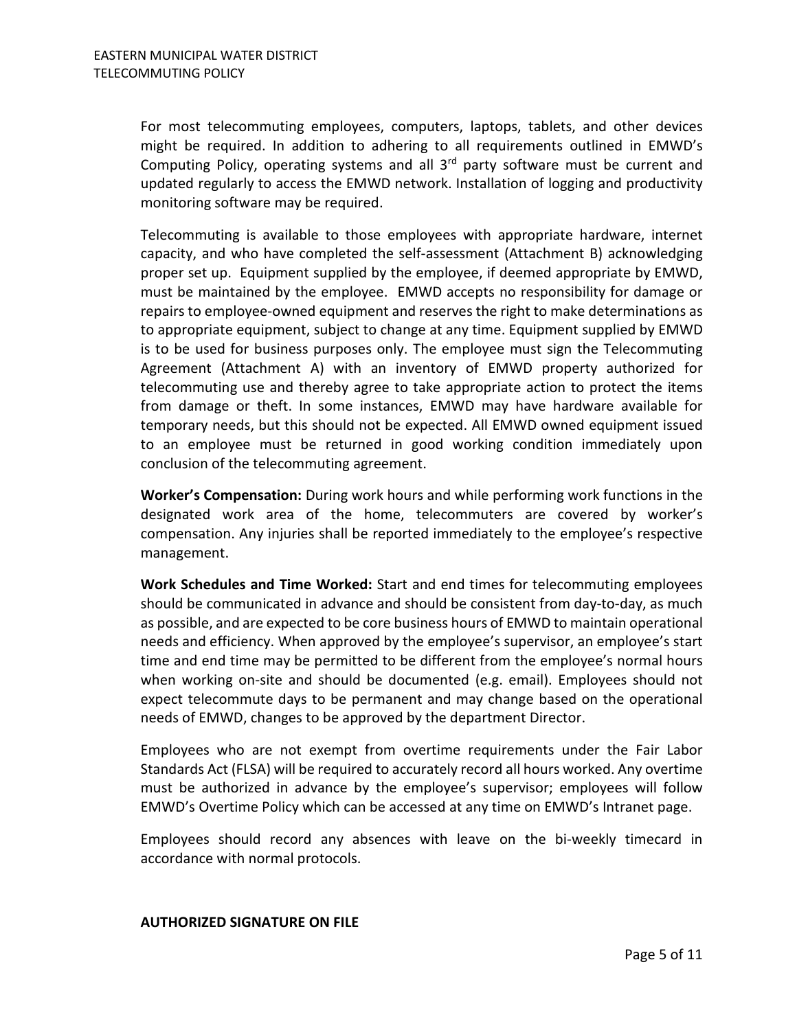For most telecommuting employees, computers, laptops, tablets, and other devices might be required. In addition to adhering to all requirements outlined in EMWD's Computing Policy, operating systems and all 3rd party software must be current and updated regularly to access the EMWD network. Installation of logging and productivity monitoring software may be required.

Telecommuting is available to those employees with appropriate hardware, internet capacity, and who have completed the self-assessment (Attachment B) acknowledging proper set up. Equipment supplied by the employee, if deemed appropriate by EMWD, must be maintained by the employee. EMWD accepts no responsibility for damage or repairs to employee-owned equipment and reserves the right to make determinations as to appropriate equipment, subject to change at any time. Equipment supplied by EMWD is to be used for business purposes only. The employee must sign the Telecommuting Agreement (Attachment A) with an inventory of EMWD property authorized for telecommuting use and thereby agree to take appropriate action to protect the items from damage or theft. In some instances, EMWD may have hardware available for temporary needs, but this should not be expected. All EMWD owned equipment issued to an employee must be returned in good working condition immediately upon conclusion of the telecommuting agreement.

**Worker's Compensation:** During work hours and while performing work functions in the designated work area of the home, telecommuters are covered by worker's compensation. Any injuries shall be reported immediately to the employee's respective management.

**Work Schedules and Time Worked:** Start and end times for telecommuting employees should be communicated in advance and should be consistent from day-to-day, as much as possible, and are expected to be core business hours of EMWD to maintain operational needs and efficiency. When approved by the employee's supervisor, an employee's start time and end time may be permitted to be different from the employee's normal hours when working on-site and should be documented (e.g. email). Employees should not expect telecommute days to be permanent and may change based on the operational needs of EMWD, changes to be approved by the department Director.

Employees who are not exempt from overtime requirements under the Fair Labor Standards Act (FLSA) will be required to accurately record all hours worked. Any overtime must be authorized in advance by the employee's supervisor; employees will follow EMWD's Overtime Policy which can be accessed at any time on EMWD's Intranet page.

Employees should record any absences with leave on the bi-weekly timecard in accordance with normal protocols.

**AUTHORIZED SIGNATURE ON FILE**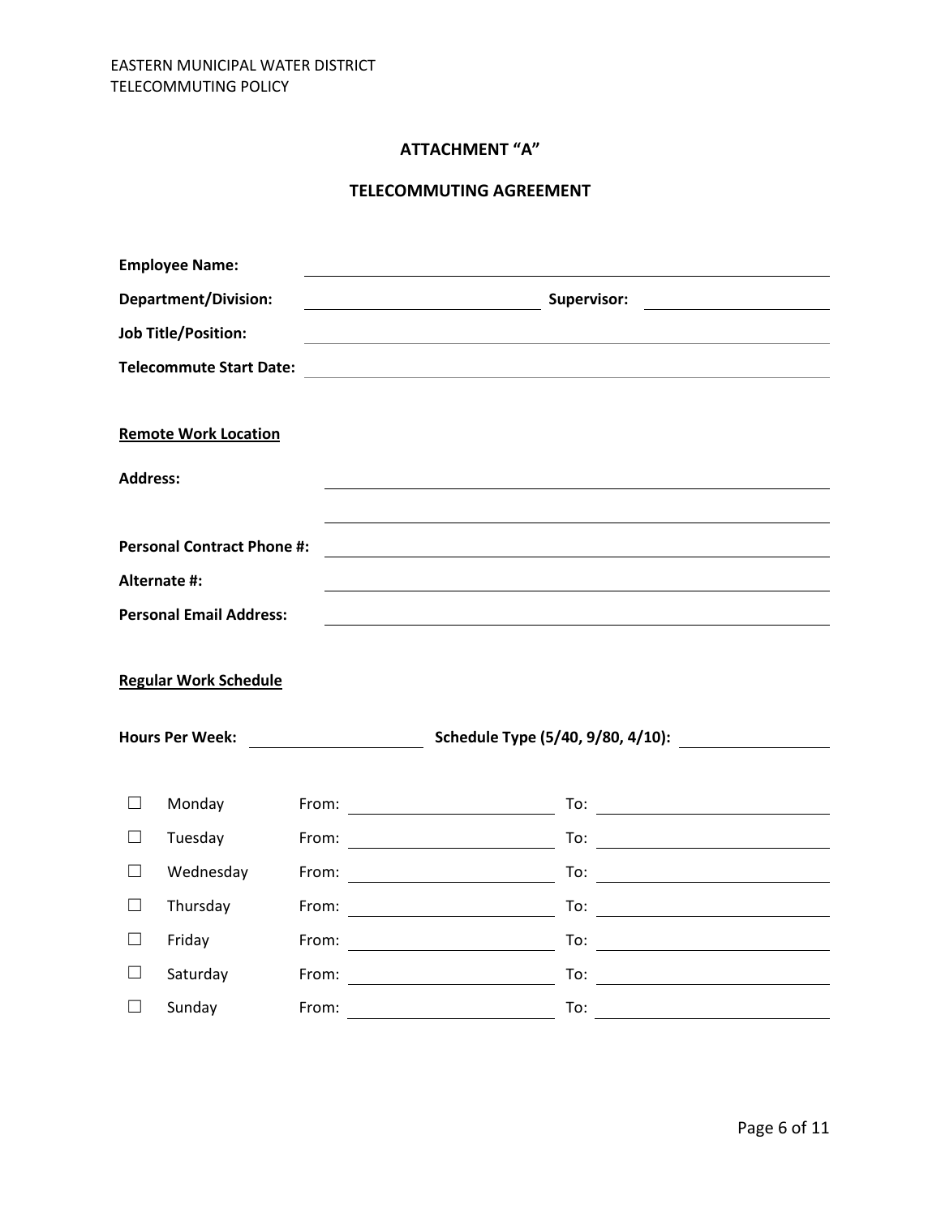## ATTACHMENT "A"

## TELECOMMUTING AGREEMENT

**Employee Name:** ______________________________________________

**Department/Division:** ____________________ **Supervisor:** ____________________

**Job Title/Position:** ______________________________________________

**Telecommute Start Date:** ______________________________________________

**Remote Work Location**

**Address:** ______________________________________________

______________________________________________

**Personal Contract Phone #:** ______________________________________________

**Alternate #:** ______________________________________________

**Personal Email Address:** ______________________________________________

**Regular Work Schedule**

**Hours Per Week:** ____________________ **Schedule Type (5/40, 9/80, 4/10):** ____________________

| | Day | From: | To: |
|---|---|---|---|
| ☐ | Monday | From: | To: |
| ☐ | Tuesday | From: | To: |
| ☐ | Wednesday | From: | To: |
| ☐ | Thursday | From: | To: |
| ☐ | Friday | From: | To: |
| ☐ | Saturday | From: | To: |
| ☐ | Sunday | From: | To: |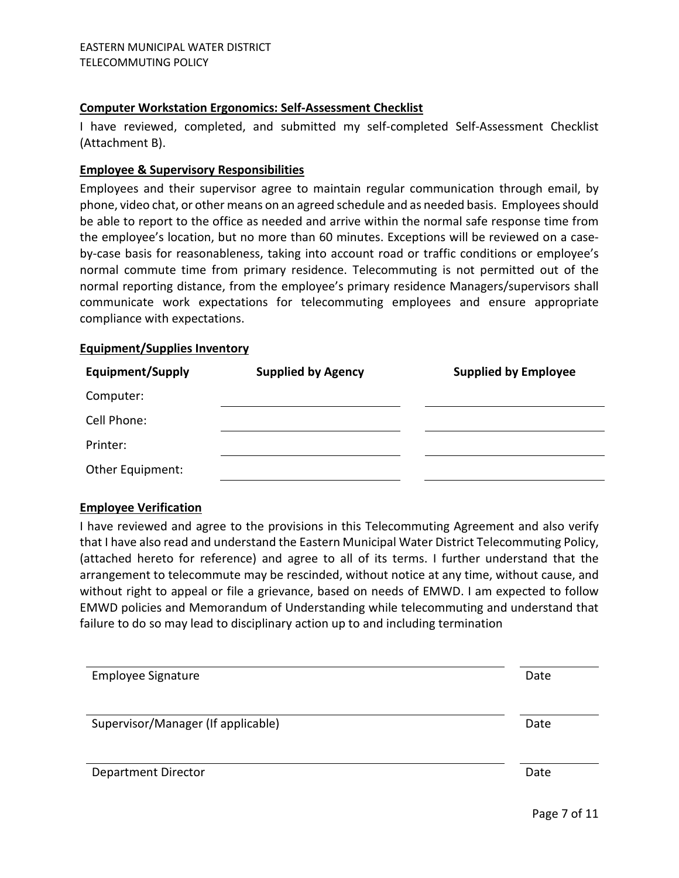### Computer Workstation Ergonomics: Self-Assessment Checklist

I have reviewed, completed, and submitted my self-completed Self-Assessment Checklist (Attachment B).

### Employee & Supervisory Responsibilities

Employees and their supervisor agree to maintain regular communication through email, by phone, video chat, or other means on an agreed schedule and as needed basis. Employees should be able to report to the office as needed and arrive within the normal safe response time from the employee's location, but no more than 60 minutes. Exceptions will be reviewed on a case-by-case basis for reasonableness, taking into account road or traffic conditions or employee's normal commute time from primary residence. Telecommuting is not permitted out of the normal reporting distance, from the employee's primary residence Managers/supervisors shall communicate work expectations for telecommuting employees and ensure appropriate compliance with expectations.

### Equipment/Supplies Inventory

| Equipment/Supply | Supplied by Agency | Supplied by Employee |
|---|---|---|
| Computer: | | |
| Cell Phone: | | |
| Printer: | | |
| Other Equipment: | | |

### Employee Verification

I have reviewed and agree to the provisions in this Telecommuting Agreement and also verify that I have also read and understand the Eastern Municipal Water District Telecommuting Policy, (attached hereto for reference) and agree to all of its terms. I further understand that the arrangement to telecommute may be rescinded, without notice at any time, without cause, and without right to appeal or file a grievance, based on needs of EMWD. I am expected to follow EMWD policies and Memorandum of Understanding while telecommuting and understand that failure to do so may lead to disciplinary action up to and including termination

______________________________ ________
Employee Signature Date

______________________________ ________
Supervisor/Manager (If applicable) Date

______________________________ ________
Department Director Date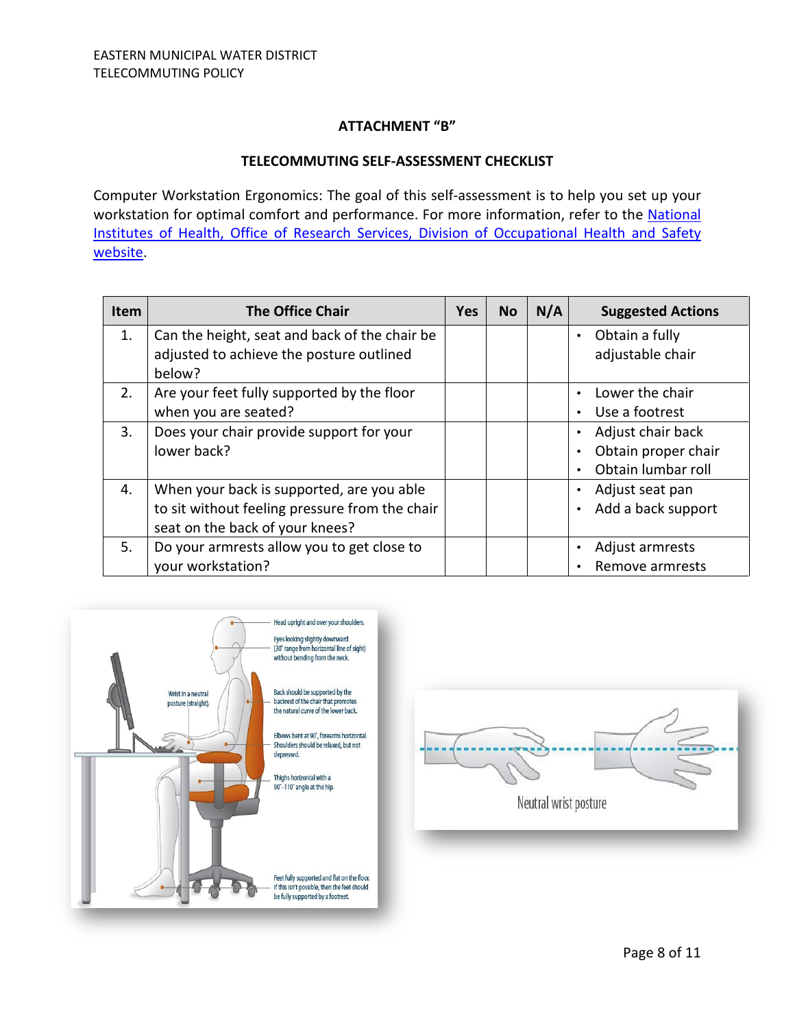EASTERN MUNICIPAL WATER DISTRICT
TELECOMMUTING POLICY

## ATTACHMENT "B"

### TELECOMMUTING SELF-ASSESSMENT CHECKLIST

Computer Workstation Ergonomics: The goal of this self-assessment is to help you set up your workstation for optimal comfort and performance. For more information, refer to the National Institutes of Health, Office of Research Services, Division of Occupational Health and Safety website.

| Item | The Office Chair | Yes | No | N/A | Suggested Actions |
|---|---|---|---|---|---|
| 1. | Can the height, seat and back of the chair be adjusted to achieve the posture outlined below? | | | | • Obtain a fully adjustable chair |
| 2. | Are your feet fully supported by the floor when you are seated? | | | | • Lower the chair<br>• Use a footrest |
| 3. | Does your chair provide support for your lower back? | | | | • Adjust chair back<br>• Obtain proper chair<br>• Obtain lumbar roll |
| 4. | When your back is supported, are you able to sit without feeling pressure from the chair seat on the back of your knees? | | | | • Adjust seat pan<br>• Add a back support |
| 5. | Do your armrests allow you to get close to your workstation? | | | | • Adjust armrests<br>• Remove armrests |

Head upright and over your shoulders.

Eyes looking slightly downward (30° range from horizontal line of sight) without bending from the neck.

Wrist in a neutral posture (straight).

Back should be supported by the backrest of the chair that promotes the natural curve of the lower back.

Elbows bent at 90°, forearms horizontal. Shoulders should be relaxed, but not depressed.

Thighs horizontal with a 90°–110° angle at the hip.

Feet fully supported and flat on the floor. If this isn't possible, then the feet should be fully supported by a footrest.

Neutral wrist posture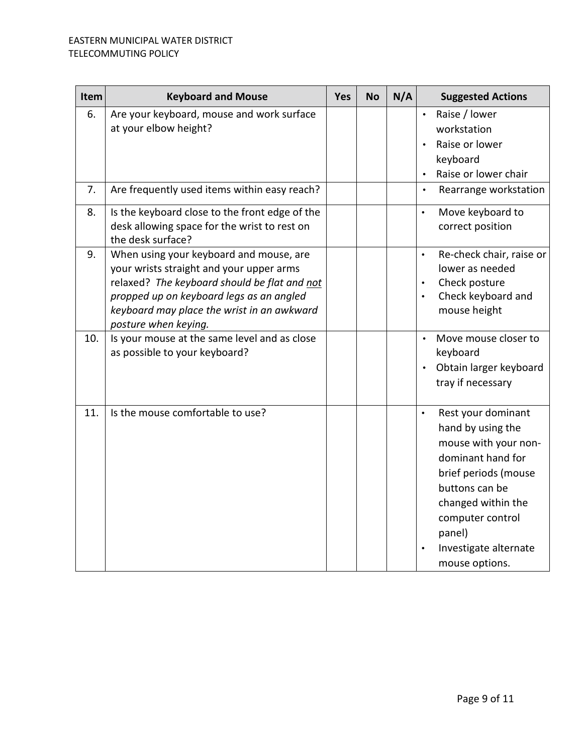| Item | Keyboard and Mouse | Yes | No | N/A | Suggested Actions |
|---|---|---|---|---|---|
| 6. | Are your keyboard, mouse and work surface at your elbow height? | | | | • Raise / lower workstation<br>• Raise or lower keyboard<br>• Raise or lower chair |
| 7. | Are frequently used items within easy reach? | | | | • Rearrange workstation |
| 8. | Is the keyboard close to the front edge of the desk allowing space for the wrist to rest on the desk surface? | | | | • Move keyboard to correct position |
| 9. | When using your keyboard and mouse, are your wrists straight and your upper arms relaxed? *The keyboard should be flat and <u>not</u> propped up on keyboard legs as an angled keyboard may place the wrist in an awkward posture when keying.* | | | | • Re-check chair, raise or lower as needed<br>• Check posture<br>• Check keyboard and mouse height |
| 10. | Is your mouse at the same level and as close as possible to your keyboard? | | | | • Move mouse closer to keyboard<br>• Obtain larger keyboard tray if necessary |
| 11. | Is the mouse comfortable to use? | | | | • Rest your dominant hand by using the mouse with your non-dominant hand for brief periods (mouse buttons can be changed within the computer control panel)<br>• Investigate alternate mouse options. |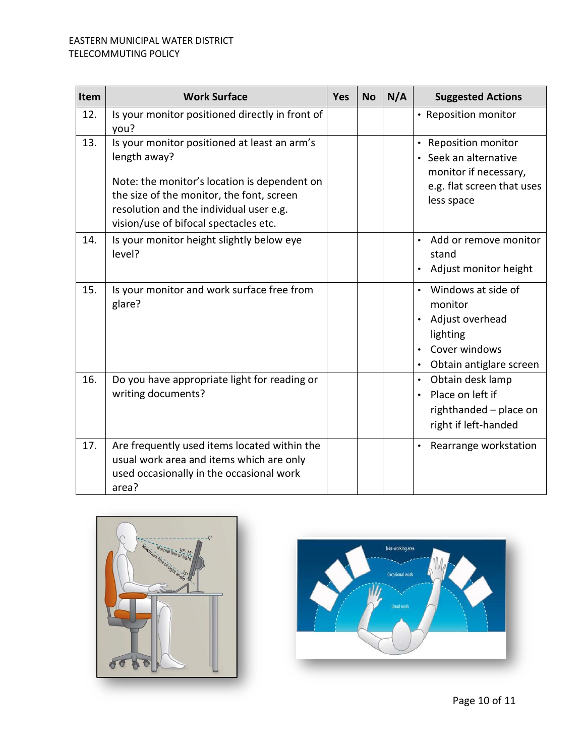| Item | Work Surface | Yes | No | N/A | Suggested Actions |
|---|---|---|---|---|---|
| 12. | Is your monitor positioned directly in front of you? | | | | • Reposition monitor |
| 13. | Is your monitor positioned at least an arm's length away?<br><br>Note: the monitor's location is dependent on the size of the monitor, the font, screen resolution and the individual user e.g. vision/use of bifocal spectacles etc. | | | | • Reposition monitor<br>• Seek an alternative monitor if necessary, e.g. flat screen that uses less space |
| 14. | Is your monitor height slightly below eye level? | | | | • Add or remove monitor stand<br>• Adjust monitor height |
| 15. | Is your monitor and work surface free from glare? | | | | • Windows at side of monitor<br>• Adjust overhead lighting<br>• Cover windows<br>• Obtain antiglare screen |
| 16. | Do you have appropriate light for reading or writing documents? | | | | • Obtain desk lamp<br>• Place on left if righthanded – place on right if left-handed |
| 17. | Are frequently used items located within the usual work area and items which are only used occasionally in the occasional work area? | | | | • Rearrange workstation |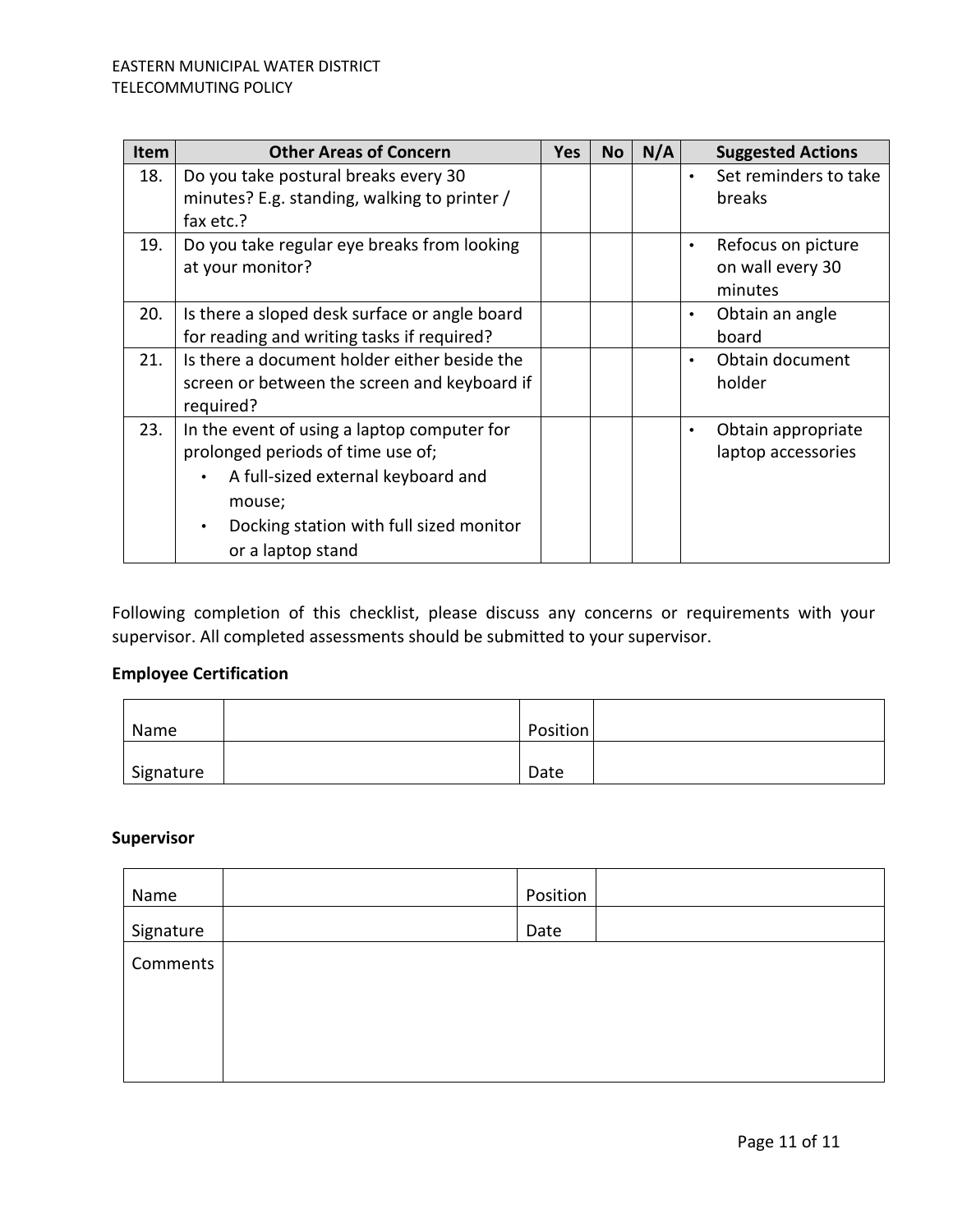| Item | Other Areas of Concern | Yes | No | N/A | Suggested Actions |
|---|---|---|---|---|---|
| 18. | Do you take postural breaks every 30 minutes? E.g. standing, walking to printer / fax etc.? | | | | • Set reminders to take breaks |
| 19. | Do you take regular eye breaks from looking at your monitor? | | | | • Refocus on picture on wall every 30 minutes |
| 20. | Is there a sloped desk surface or angle board for reading and writing tasks if required? | | | | • Obtain an angle board |
| 21. | Is there a document holder either beside the screen or between the screen and keyboard if required? | | | | • Obtain document holder |
| 23. | In the event of using a laptop computer for prolonged periods of time use of; • A full-sized external keyboard and mouse; • Docking station with full sized monitor or a laptop stand | | | | • Obtain appropriate laptop accessories |

Following completion of this checklist, please discuss any concerns or requirements with your supervisor. All completed assessments should be submitted to your supervisor.

**Employee Certification**

| | | | |
|---|---|---|---|
| Name | | Position | |
| Signature | | Date | |

**Supervisor**

| | | | |
|---|---|---|---|
| Name | | Position | |
| Signature | | Date | |
| Comments | | | |